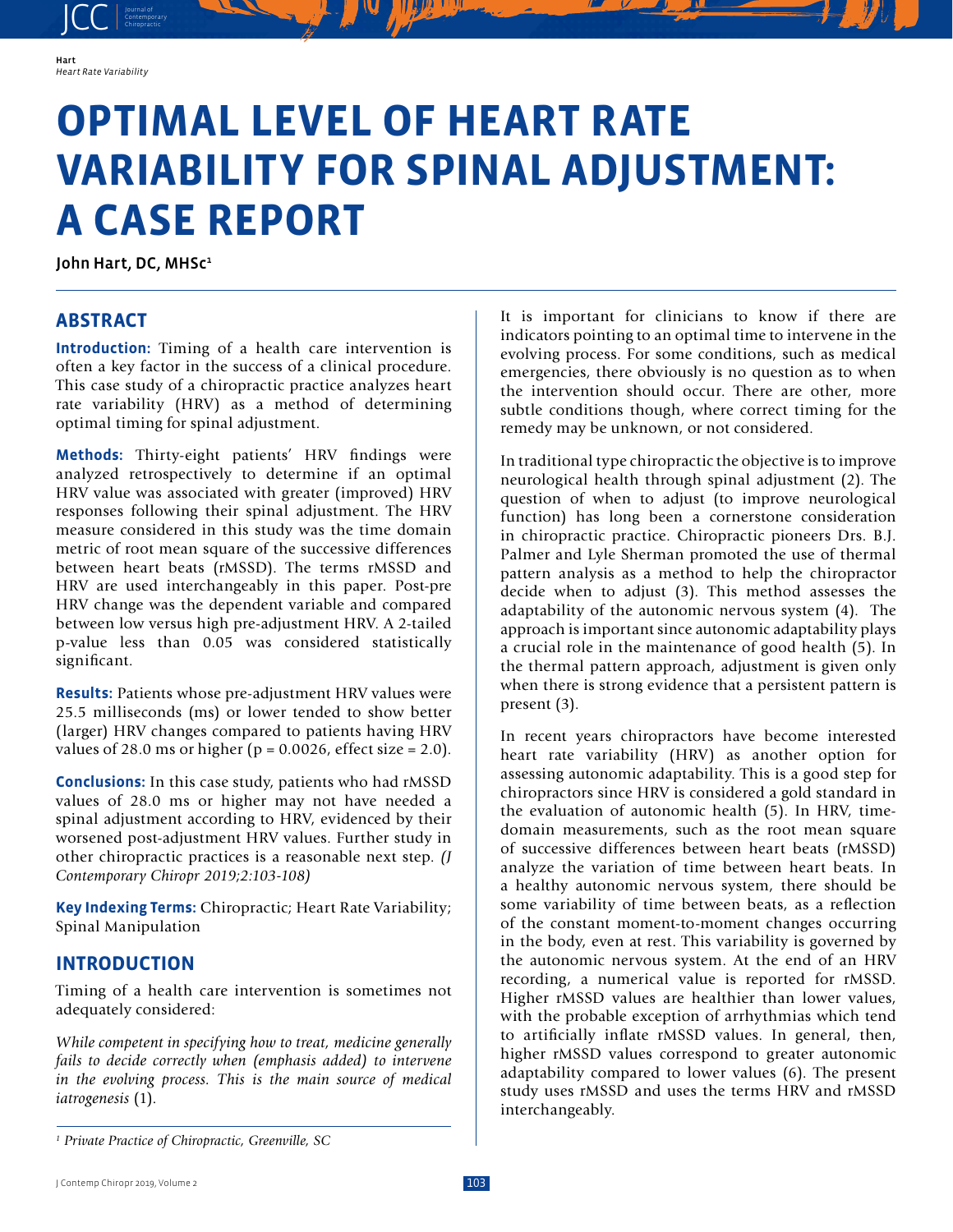# OPTIMAL LEVEL OF HEART RATE VARIABILITY FOR SPINAL ADJUSTMENT: A CASE REPORT

John Hart, DC, MHSc[1]

## ABSTRACT

**Introduction:** Timing of a health care intervention is often a key factor in the success of a clinical procedure. This case study of a chiropractic practice analyzes heart rate variability (HRV) as a method of determining optimal timing for spinal adjustment.

**Methods:** Thirty-eight patients' HRV findings were analyzed retrospectively to determine if an optimal HRV value was associated with greater (improved) HRV responses following their spinal adjustment. The HRV measure considered in this study was the time domain metric of root mean square of the successive differences between heart beats (rMSSD). The terms rMSSD and HRV are used interchangeably in this paper. Post-pre HRV change was the dependent variable and compared between low versus high pre-adjustment HRV. A 2-tailed p-value less than 0.05 was considered statistically significant.

**Results:** Patients whose pre-adjustment HRV values were 25.5 milliseconds (ms) or lower tended to show better (larger) HRV changes compared to patients having HRV values of 28.0 ms or higher ($p = 0.0026$, effect size = 2.0).

**Conclusions:** In this case study, patients who had rMSSD values of 28.0 ms or higher may not have needed a spinal adjustment according to HRV, evidenced by their worsened post-adjustment HRV values. Further study in other chiropractic practices is a reasonable next step. *(J Contemporary Chiropr 2019;2:103-108)*

**Key Indexing Terms:** Chiropractic; Heart Rate Variability; Spinal Manipulation

## INTRODUCTION

Timing of a health care intervention is sometimes not adequately considered:

*While competent in specifying how to treat, medicine generally fails to decide correctly when (emphasis added) to intervene in the evolving process. This is the main source of medical iatrogenesis* (1).

It is important for clinicians to know if there are indicators pointing to an optimal time to intervene in the evolving process. For some conditions, such as medical emergencies, there obviously is no question as to when the intervention should occur. There are other, more subtle conditions though, where correct timing for the remedy may be unknown, or not considered.

In traditional type chiropractic the objective is to improve neurological health through spinal adjustment (2). The question of when to adjust (to improve neurological function) has long been a cornerstone consideration in chiropractic practice. Chiropractic pioneers Drs. B.J. Palmer and Lyle Sherman promoted the use of thermal pattern analysis as a method to help the chiropractor decide when to adjust (3). This method assesses the adaptability of the autonomic nervous system (4). The approach is important since autonomic adaptability plays a crucial role in the maintenance of good health (5). In the thermal pattern approach, adjustment is given only when there is strong evidence that a persistent pattern is present (3).

In recent years chiropractors have become interested heart rate variability (HRV) as another option for assessing autonomic adaptability. This is a good step for chiropractors since HRV is considered a gold standard in the evaluation of autonomic health (5). In HRV, time-domain measurements, such as the root mean square of successive differences between heart beats (rMSSD) analyze the variation of time between heart beats. In a healthy autonomic nervous system, there should be some variability of time between beats, as a reflection of the constant moment-to-moment changes occurring in the body, even at rest. This variability is governed by the autonomic nervous system. At the end of an HRV recording, a numerical value is reported for rMSSD. Higher rMSSD values are healthier than lower values, with the probable exception of arrhythmias which tend to artificially inflate rMSSD values. In general, then, higher rMSSD values correspond to greater autonomic adaptability compared to lower values (6). The present study uses rMSSD and uses the terms HRV and rMSSD interchangeably.

---

[1] *Private Practice of Chiropractic, Greenville, SC*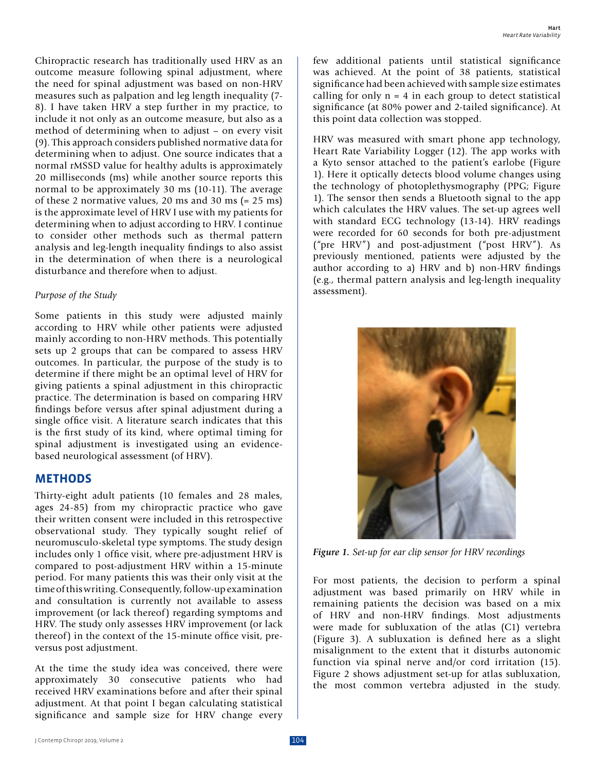Chiropractic research has traditionally used HRV as an outcome measure following spinal adjustment, where the need for spinal adjustment was based on non-HRV measures such as palpation and leg length inequality (7-8). I have taken HRV a step further in my practice, to include it not only as an outcome measure, but also as a method of determining when to adjust – on every visit (9). This approach considers published normative data for determining when to adjust. One source indicates that a normal rMSSD value for healthy adults is approximately 20 milliseconds (ms) while another source reports this normal to be approximately 30 ms (10-11). The average of these 2 normative values, 20 ms and 30 ms (= 25 ms) is the approximate level of HRV I use with my patients for determining when to adjust according to HRV. I continue to consider other methods such as thermal pattern analysis and leg-length inequality findings to also assist in the determination of when there is a neurological disturbance and therefore when to adjust.

*Purpose of the Study*

Some patients in this study were adjusted mainly according to HRV while other patients were adjusted mainly according to non-HRV methods. This potentially sets up 2 groups that can be compared to assess HRV outcomes. In particular, the purpose of the study is to determine if there might be an optimal level of HRV for giving patients a spinal adjustment in this chiropractic practice. The determination is based on comparing HRV findings before versus after spinal adjustment during a single office visit. A literature search indicates that this is the first study of its kind, where optimal timing for spinal adjustment is investigated using an evidence-based neurological assessment (of HRV).

## METHODS

Thirty-eight adult patients (10 females and 28 males, ages 24-85) from my chiropractic practice who gave their written consent were included in this retrospective observational study. They typically sought relief of neuromusculo-skeletal type symptoms. The study design includes only 1 office visit, where pre-adjustment HRV is compared to post-adjustment HRV within a 15-minute period. For many patients this was their only visit at the time of this writing. Consequently, follow-up examination and consultation is currently not available to assess improvement (or lack thereof) regarding symptoms and HRV. The study only assesses HRV improvement (or lack thereof) in the context of the 15-minute office visit, pre-versus post adjustment.

At the time the study idea was conceived, there were approximately 30 consecutive patients who had received HRV examinations before and after their spinal adjustment. At that point I began calculating statistical significance and sample size for HRV change every few additional patients until statistical significance was achieved. At the point of 38 patients, statistical significance had been achieved with sample size estimates calling for only $n = 4$ in each group to detect statistical significance (at 80% power and 2-tailed significance). At this point data collection was stopped.

HRV was measured with smart phone app technology, Heart Rate Variability Logger (12). The app works with a Kyto sensor attached to the patient's earlobe (Figure 1). Here it optically detects blood volume changes using the technology of photoplethysmography (PPG; Figure 1). The sensor then sends a Bluetooth signal to the app which calculates the HRV values. The set-up agrees well with standard ECG technology (13-14). HRV readings were recorded for 60 seconds for both pre-adjustment ("pre HRV") and post-adjustment ("post HRV"). As previously mentioned, patients were adjusted by the author according to a) HRV and b) non-HRV findings (e.g., thermal pattern analysis and leg-length inequality assessment).

***Figure 1.*** *Set-up for ear clip sensor for HRV recordings*

For most patients, the decision to perform a spinal adjustment was based primarily on HRV while in remaining patients the decision was based on a mix of HRV and non-HRV findings. Most adjustments were made for subluxation of the atlas (C1) vertebra (Figure 3). A subluxation is defined here as a slight misalignment to the extent that it disturbs autonomic function via spinal nerve and/or cord irritation (15). Figure 2 shows adjustment set-up for atlas subluxation, the most common vertebra adjusted in the study.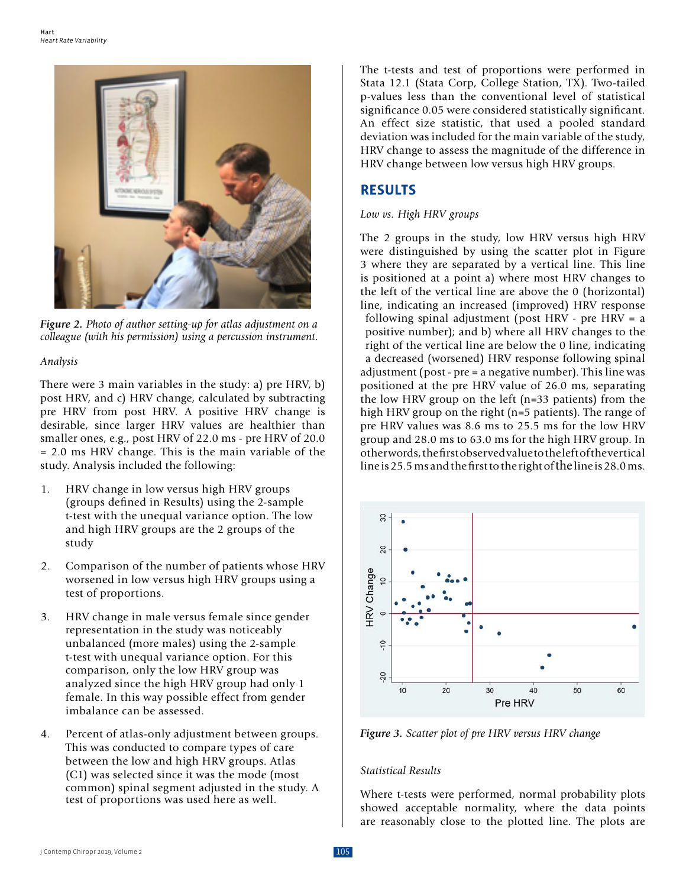*Figure 2. Photo of author setting-up for atlas adjustment on a colleague (with his permission) using a percussion instrument.*

*Analysis*

There were 3 main variables in the study: a) pre HRV, b) post HRV, and c) HRV change, calculated by subtracting pre HRV from post HRV. A positive HRV change is desirable, since larger HRV values are healthier than smaller ones, e.g., post HRV of 22.0 ms - pre HRV of 20.0 = 2.0 ms HRV change. This is the main variable of the study. Analysis included the following:

1. HRV change in low versus high HRV groups (groups defined in Results) using the 2-sample t-test with the unequal variance option. The low and high HRV groups are the 2 groups of the study
2. Comparison of the number of patients whose HRV worsened in low versus high HRV groups using a test of proportions.
3. HRV change in male versus female since gender representation in the study was noticeably unbalanced (more males) using the 2-sample t-test with unequal variance option. For this comparison, only the low HRV group was analyzed since the high HRV group had only 1 female. In this way possible effect from gender imbalance can be assessed.
4. Percent of atlas-only adjustment between groups. This was conducted to compare types of care between the low and high HRV groups. Atlas (C1) was selected since it was the mode (most common) spinal segment adjusted in the study. A test of proportions was used here as well.

The t-tests and test of proportions were performed in Stata 12.1 (Stata Corp, College Station, TX). Two-tailed p-values less than the conventional level of statistical significance 0.05 were considered statistically significant. An effect size statistic, that used a pooled standard deviation was included for the main variable of the study, HRV change to assess the magnitude of the difference in HRV change between low versus high HRV groups.

## RESULTS

*Low vs. High HRV groups*

The 2 groups in the study, low HRV versus high HRV were distinguished by using the scatter plot in Figure 3 where they are separated by a vertical line. This line is positioned at a point a) where most HRV changes to the left of the vertical line are above the 0 (horizontal) line, indicating an increased (improved) HRV response following spinal adjustment (post HRV - pre HRV = a positive number); and b) where all HRV changes to the right of the vertical line are below the 0 line, indicating a decreased (worsened) HRV response following spinal adjustment (post - pre = a negative number). This line was positioned at the pre HRV value of 26.0 ms, separating the low HRV group on the left (n=33 patients) from the high HRV group on the right (n=5 patients). The range of pre HRV values was 8.6 ms to 25.5 ms for the low HRV group and 28.0 ms to 63.0 ms for the high HRV group. In other words, the first observed value to the left of the vertical line is 25.5 ms and the first to the right of the line is 28.0 ms.

*Figure 3. Scatter plot of pre HRV versus HRV change*

*Statistical Results*

Where t-tests were performed, normal probability plots showed acceptable normality, where the data points are reasonably close to the plotted line. The plots are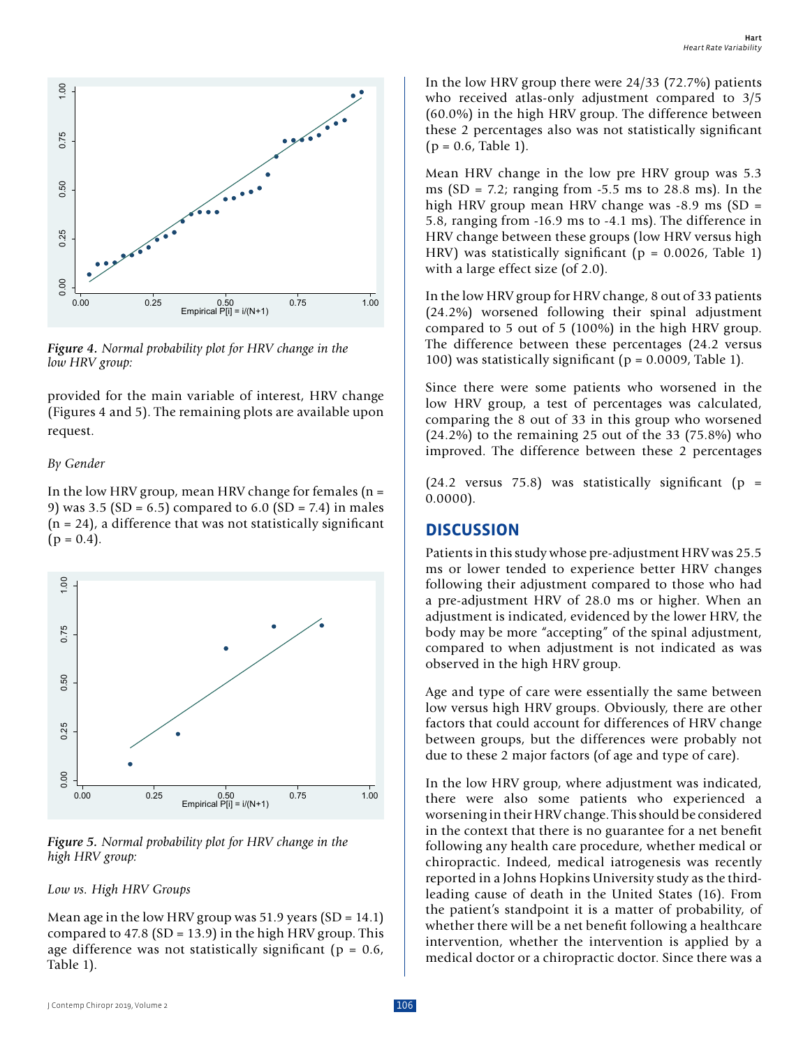Figure 4. *Normal probability plot for HRV change in the low HRV group:*

provided for the main variable of interest, HRV change (Figures 4 and 5). The remaining plots are available upon request.

*By Gender*

In the low HRV group, mean HRV change for females (n = 9) was 3.5 (SD = 6.5) compared to 6.0 (SD = 7.4) in males (n = 24), a difference that was not statistically significant (p = 0.4).

Figure 5. *Normal probability plot for HRV change in the high HRV group:*

*Low vs. High HRV Groups*

Mean age in the low HRV group was 51.9 years (SD = 14.1) compared to 47.8 (SD = 13.9) in the high HRV group. This age difference was not statistically significant (p = 0.6, Table 1).

In the low HRV group there were 24/33 (72.7%) patients who received atlas-only adjustment compared to 3/5 (60.0%) in the high HRV group. The difference between these 2 percentages also was not statistically significant (p = 0.6, Table 1).

Mean HRV change in the low pre HRV group was 5.3 ms (SD = 7.2; ranging from -5.5 ms to 28.8 ms). In the high HRV group mean HRV change was -8.9 ms (SD = 5.8, ranging from -16.9 ms to -4.1 ms). The difference in HRV change between these groups (low HRV versus high HRV) was statistically significant (p = 0.0026, Table 1) with a large effect size (of 2.0).

In the low HRV group for HRV change, 8 out of 33 patients (24.2%) worsened following their spinal adjustment compared to 5 out of 5 (100%) in the high HRV group. The difference between these percentages (24.2 versus 100) was statistically significant (p = 0.0009, Table 1).

Since there were some patients who worsened in the low HRV group, a test of percentages was calculated, comparing the 8 out of 33 in this group who worsened (24.2%) to the remaining 25 out of the 33 (75.8%) who improved. The difference between these 2 percentages (24.2 versus 75.8) was statistically significant (p = 0.0000).

## DISCUSSION

Patients in this study whose pre-adjustment HRV was 25.5 ms or lower tended to experience better HRV changes following their adjustment compared to those who had a pre-adjustment HRV of 28.0 ms or higher. When an adjustment is indicated, evidenced by the lower HRV, the body may be more "accepting" of the spinal adjustment, compared to when adjustment is not indicated as was observed in the high HRV group.

Age and type of care were essentially the same between low versus high HRV groups. Obviously, there are other factors that could account for differences of HRV change between groups, but the differences were probably not due to these 2 major factors (of age and type of care).

In the low HRV group, where adjustment was indicated, there were also some patients who experienced a worsening in their HRV change. This should be considered in the context that there is no guarantee for a net benefit following any health care procedure, whether medical or chiropractic. Indeed, medical iatrogenesis was recently reported in a Johns Hopkins University study as the third-leading cause of death in the United States (16). From the patient's standpoint it is a matter of probability, of whether there will be a net benefit following a healthcare intervention, whether the intervention is applied by a medical doctor or a chiropractic doctor. Since there was a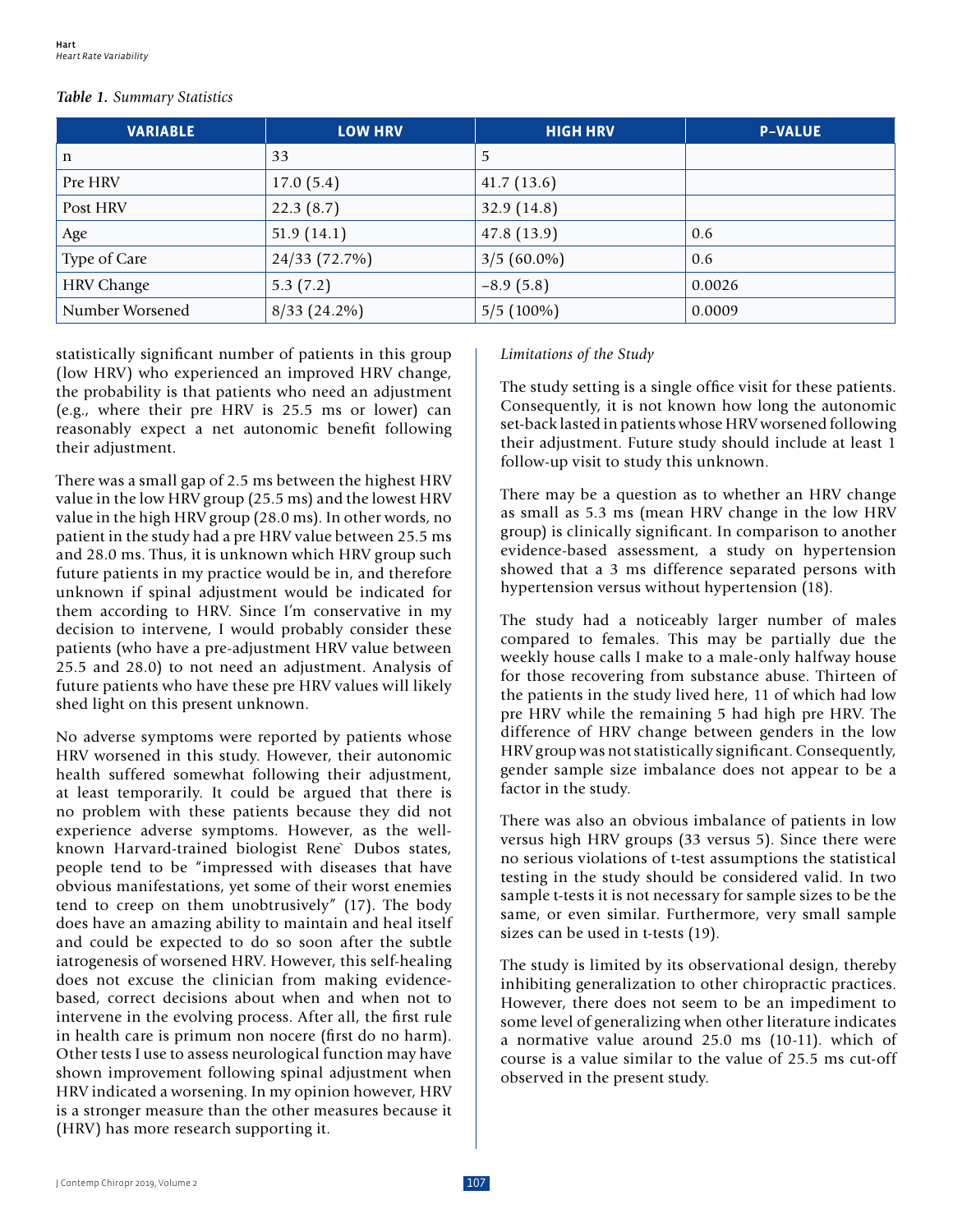*Table 1. Summary Statistics*

| VARIABLE | LOW HRV | HIGH HRV | P-VALUE |
|---|---|---|---|
| n | 33 | 5 | |
| Pre HRV | 17.0 (5.4) | 41.7 (13.6) | |
| Post HRV | 22.3 (8.7) | 32.9 (14.8) | |
| Age | 51.9 (14.1) | 47.8 (13.9) | 0.6 |
| Type of Care | 24/33 (72.7%) | 3/5 (60.0%) | 0.6 |
| HRV Change | 5.3 (7.2) | −8.9 (5.8) | 0.0026 |
| Number Worsened | 8/33 (24.2%) | 5/5 (100%) | 0.0009 |

statistically significant number of patients in this group (low HRV) who experienced an improved HRV change, the probability is that patients who need an adjustment (e.g., where their pre HRV is 25.5 ms or lower) can reasonably expect a net autonomic benefit following their adjustment.

There was a small gap of 2.5 ms between the highest HRV value in the low HRV group (25.5 ms) and the lowest HRV value in the high HRV group (28.0 ms). In other words, no patient in the study had a pre HRV value between 25.5 ms and 28.0 ms. Thus, it is unknown which HRV group such future patients in my practice would be in, and therefore unknown if spinal adjustment would be indicated for them according to HRV. Since I'm conservative in my decision to intervene, I would probably consider these patients (who have a pre-adjustment HRV value between 25.5 and 28.0) to not need an adjustment. Analysis of future patients who have these pre HRV values will likely shed light on this present unknown.

No adverse symptoms were reported by patients whose HRV worsened in this study. However, their autonomic health suffered somewhat following their adjustment, at least temporarily. It could be argued that there is no problem with these patients because they did not experience adverse symptoms. However, as the well-known Harvard-trained biologist Rene` Dubos states, people tend to be "impressed with diseases that have obvious manifestations, yet some of their worst enemies tend to creep on them unobtrusively" (17). The body does have an amazing ability to maintain and heal itself and could be expected to do so soon after the subtle iatrogenesis of worsened HRV. However, this self-healing does not excuse the clinician from making evidence-based, correct decisions about when and when not to intervene in the evolving process. After all, the first rule in health care is primum non nocere (first do no harm). Other tests I use to assess neurological function may have shown improvement following spinal adjustment when HRV indicated a worsening. In my opinion however, HRV is a stronger measure than the other measures because it (HRV) has more research supporting it.

*Limitations of the Study*

The study setting is a single office visit for these patients. Consequently, it is not known how long the autonomic set-back lasted in patients whose HRV worsened following their adjustment. Future study should include at least 1 follow-up visit to study this unknown.

There may be a question as to whether an HRV change as small as 5.3 ms (mean HRV change in the low HRV group) is clinically significant. In comparison to another evidence-based assessment, a study on hypertension showed that a 3 ms difference separated persons with hypertension versus without hypertension (18).

The study had a noticeably larger number of males compared to females. This may be partially due the weekly house calls I make to a male-only halfway house for those recovering from substance abuse. Thirteen of the patients in the study lived here, 11 of which had low pre HRV while the remaining 5 had high pre HRV. The difference of HRV change between genders in the low HRV group was not statistically significant. Consequently, gender sample size imbalance does not appear to be a factor in the study.

There was also an obvious imbalance of patients in low versus high HRV groups (33 versus 5). Since there were no serious violations of t-test assumptions the statistical testing in the study should be considered valid. In two sample t-tests it is not necessary for sample sizes to be the same, or even similar. Furthermore, very small sample sizes can be used in t-tests (19).

The study is limited by its observational design, thereby inhibiting generalization to other chiropractic practices. However, there does not seem to be an impediment to some level of generalizing when other literature indicates a normative value around 25.0 ms (10-11). which of course is a value similar to the value of 25.5 ms cut-off observed in the present study.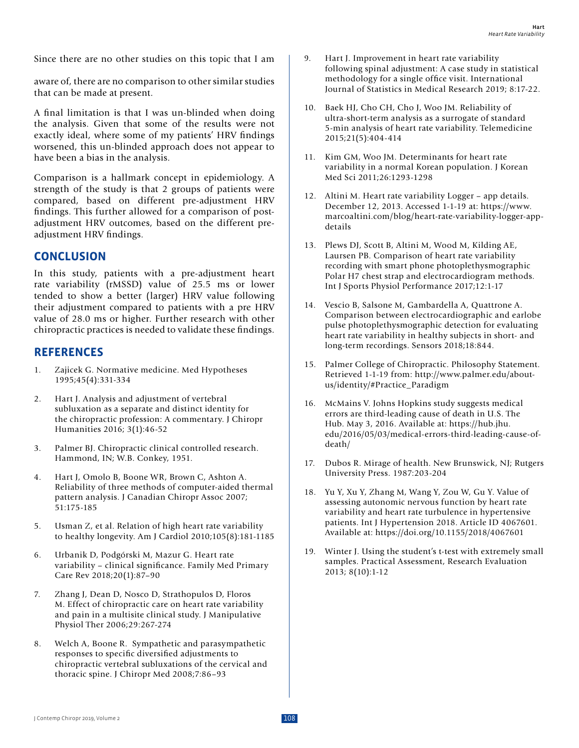Since there are no other studies on this topic that I am aware of, there are no comparison to other similar studies that can be made at present.

A final limitation is that I was un-blinded when doing the analysis. Given that some of the results were not exactly ideal, where some of my patients' HRV findings worsened, this un-blinded approach does not appear to have been a bias in the analysis.

Comparison is a hallmark concept in epidemiology. A strength of the study is that 2 groups of patients were compared, based on different pre-adjustment HRV findings. This further allowed for a comparison of post-adjustment HRV outcomes, based on the different pre-adjustment HRV findings.

## CONCLUSION

In this study, patients with a pre-adjustment heart rate variability (rMSSD) value of 25.5 ms or lower tended to show a better (larger) HRV value following their adjustment compared to patients with a pre HRV value of 28.0 ms or higher. Further research with other chiropractic practices is needed to validate these findings.

## REFERENCES

1. Zajicek G. Normative medicine. Med Hypotheses 1995;45(4):331-334
2. Hart J. Analysis and adjustment of vertebral subluxation as a separate and distinct identity for the chiropractic profession: A commentary. J Chiropr Humanities 2016; 3(1):46-52
3. Palmer BJ. Chiropractic clinical controlled research. Hammond, IN; W.B. Conkey, 1951.
4. Hart J, Omolo B, Boone WR, Brown C, Ashton A. Reliability of three methods of computer-aided thermal pattern analysis. J Canadian Chiropr Assoc 2007; 51:175-185
5. Usman Z, et al. Relation of high heart rate variability to healthy longevity. Am J Cardiol 2010;105(8):181-1185
6. Urbanik D, Podgórski M, Mazur G. Heart rate variability – clinical significance. Family Med Primary Care Rev 2018;20(1):87–90
7. Zhang J, Dean D, Nosco D, Strathopulos D, Floros M. Effect of chiropractic care on heart rate variability and pain in a multisite clinical study. J Manipulative Physiol Ther 2006;29:267-274
8. Welch A, Boone R. Sympathetic and parasympathetic responses to specific diversified adjustments to chiropractic vertebral subluxations of the cervical and thoracic spine. J Chiropr Med 2008;7:86–93
9. Hart J. Improvement in heart rate variability following spinal adjustment: A case study in statistical methodology for a single office visit. International Journal of Statistics in Medical Research 2019; 8:17-22.
10. Baek HJ, Cho CH, Cho J, Woo JM. Reliability of ultra-short-term analysis as a surrogate of standard 5-min analysis of heart rate variability. Telemedicine 2015;21(5):404-414
11. Kim GM, Woo JM. Determinants for heart rate variability in a normal Korean population. J Korean Med Sci 2011;26:1293-1298
12. Altini M. Heart rate variability Logger – app details. December 12, 2013. Accessed 1-1-19 at: https://www.marcoaltini.com/blog/heart-rate-variability-logger-app-details
13. Plews DJ, Scott B, Altini M, Wood M, Kilding AE, Laursen PB. Comparison of heart rate variability recording with smart phone photoplethysmographic Polar H7 chest strap and electrocardiogram methods. Int J Sports Physiol Performance 2017;12:1-17
14. Vescio B, Salsone M, Gambardella A, Quattrone A. Comparison between electrocardiographic and earlobe pulse photoplethysmographic detection for evaluating heart rate variability in healthy subjects in short- and long-term recordings. Sensors 2018;18:844.
15. Palmer College of Chiropractic. Philosophy Statement. Retrieved 1-1-19 from: http://www.palmer.edu/about-us/identity/#Practice_Paradigm
16. McMains V. Johns Hopkins study suggests medical errors are third-leading cause of death in U.S. The Hub. May 3, 2016. Available at: https://hub.jhu.edu/2016/05/03/medical-errors-third-leading-cause-of-death/
17. Dubos R. Mirage of health. New Brunswick, NJ; Rutgers University Press. 1987:203-204
18. Yu Y, Xu Y, Zhang M, Wang Y, Zou W, Gu Y. Value of assessing autonomic nervous function by heart rate variability and heart rate turbulence in hypertensive patients. Int J Hypertension 2018. Article ID 4067601. Available at: https://doi.org/10.1155/2018/4067601
19. Winter J. Using the student's t-test with extremely small samples. Practical Assessment, Research Evaluation 2013; 8(10):1-12